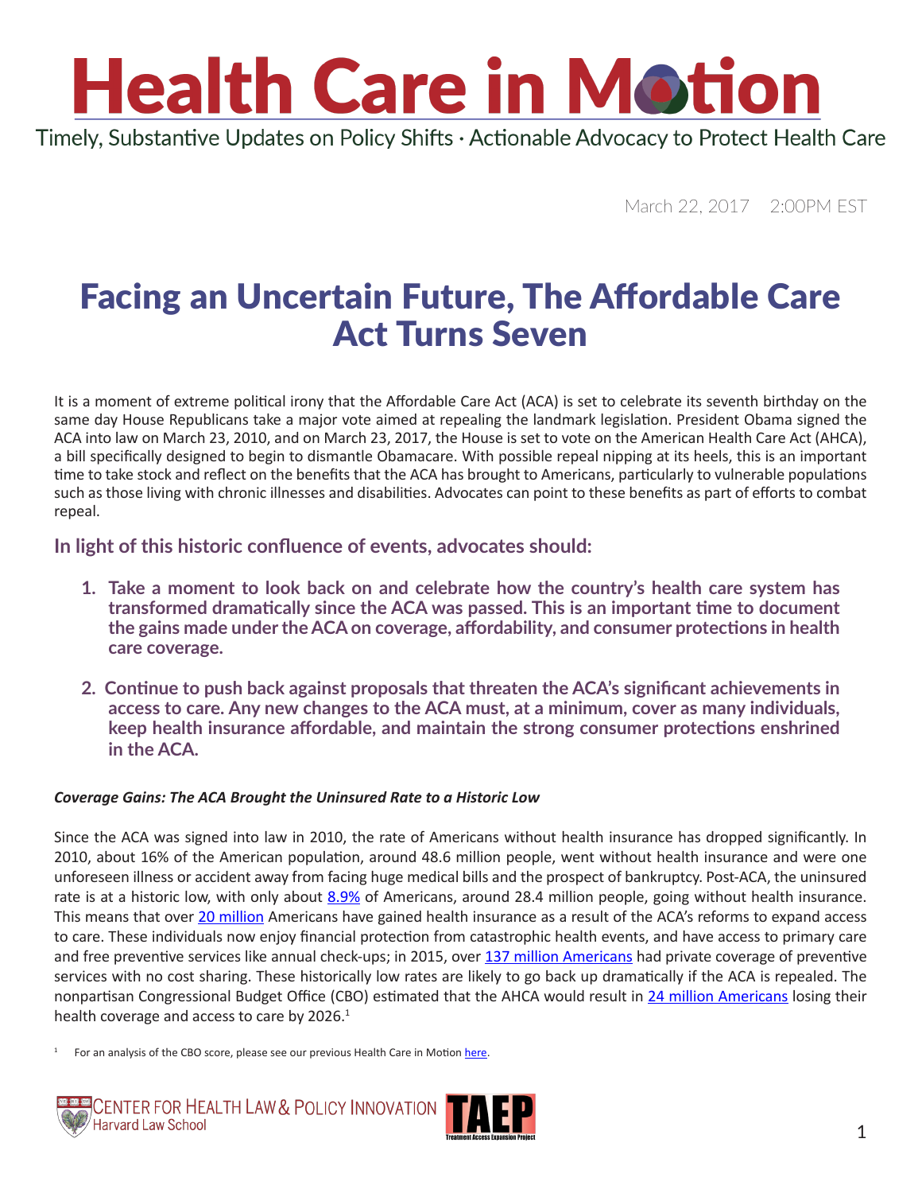# Health Care in Motion

Timely, Substantive Updates on Policy Shifts · Actionable Advocacy to Protect Health Care

March 22, 2017 2:00PM EST

## Facing an Uncertain Future, The Affordable Care Act Turns Seven

It is a moment of extreme political irony that the Affordable Care Act (ACA) is set to celebrate its seventh birthday on the same day House Republicans take a major vote aimed at repealing the landmark legislation. President Obama signed the ACA into law on March 23, 2010, and on March 23, 2017, the House is set to vote on the American Health Care Act (AHCA), a bill specifically designed to begin to dismantle Obamacare. With possible repeal nipping at its heels, this is an important time to take stock and reflect on the benefits that the ACA has brought to Americans, particularly to vulnerable populations such as those living with chronic illnesses and disabilities. Advocates can point to these benefits as part of efforts to combat repeal.

### In light of this historic confluence of events, advocates should:

1. **Take a moment to look back on and celebrate how the country's health care system has transformed dramatically since the ACA was passed. This is an important time to document the gains made under the ACA on coverage, affordability, and consumer protections in health care coverage.**
2. **Continue to push back against proposals that threaten the ACA's significant achievements in access to care. Any new changes to the ACA must, at a minimum, cover as many individuals, keep health insurance affordable, and maintain the strong consumer protections enshrined in the ACA.**

***Coverage Gains: The ACA Brought the Uninsured Rate to a Historic Low***

Since the ACA was signed into law in 2010, the rate of Americans without health insurance has dropped significantly. In 2010, about 16% of the American population, around 48.6 million people, went without health insurance and were one unforeseen illness or accident away from facing huge medical bills and the prospect of bankruptcy. Post-ACA, the uninsured rate is at a historic low, with only about 8.9% of Americans, around 28.4 million people, going without health insurance. This means that over 20 million Americans have gained health insurance as a result of the ACA's reforms to expand access to care. These individuals now enjoy financial protection from catastrophic health events, and have access to primary care and free preventive services like annual check-ups; in 2015, over 137 million Americans had private coverage of preventive services with no cost sharing. These historically low rates are likely to go back up dramatically if the ACA is repealed. The nonpartisan Congressional Budget Office (CBO) estimated that the AHCA would result in 24 million Americans losing their health coverage and access to care by 2026.[1]

[1] For an analysis of the CBO score, please see our previous Health Care in Motion here.

Center for Health Law & Policy Innovation, Harvard Law School — TAEP Treatment Access Expansion Project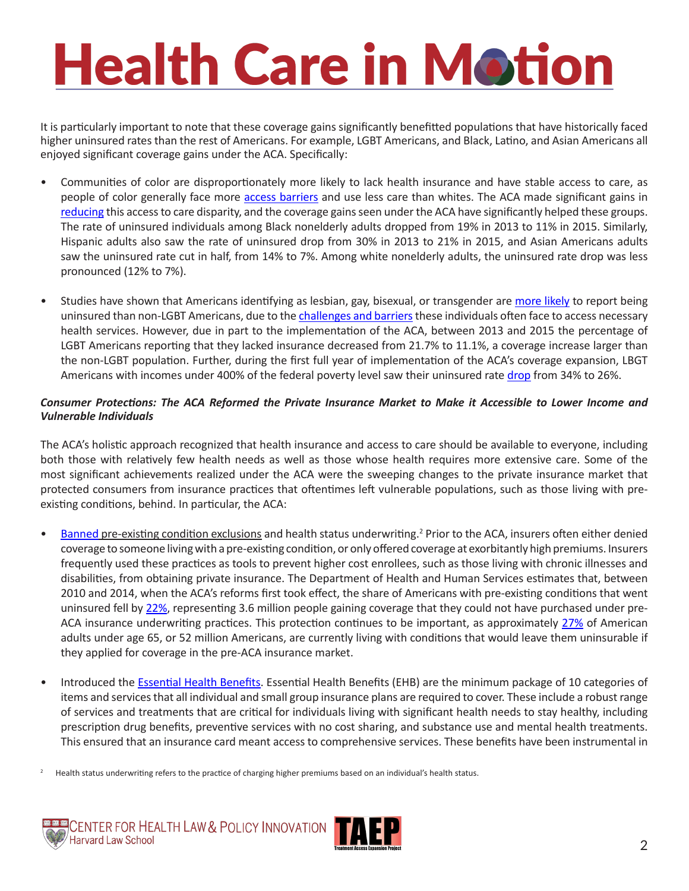It is particularly important to note that these coverage gains significantly benefitted populations that have historically faced higher uninsured rates than the rest of Americans. For example, LGBT Americans, and Black, Latino, and Asian Americans all enjoyed significant coverage gains under the ACA. Specifically:

- Communities of color are disproportionately more likely to lack health insurance and have stable access to care, as people of color generally face more access barriers and use less care than whites. The ACA made significant gains in reducing this access to care disparity, and the coverage gains seen under the ACA have significantly helped these groups. The rate of uninsured individuals among Black nonelderly adults dropped from 19% in 2013 to 11% in 2015. Similarly, Hispanic adults also saw the rate of uninsured drop from 30% in 2013 to 21% in 2015, and Asian Americans adults saw the uninsured rate cut in half, from 14% to 7%. Among white nonelderly adults, the uninsured rate drop was less pronounced (12% to 7%).

- Studies have shown that Americans identifying as lesbian, gay, bisexual, or transgender are more likely to report being uninsured than non-LGBT Americans, due to the challenges and barriers these individuals often face to access necessary health services. However, due in part to the implementation of the ACA, between 2013 and 2015 the percentage of LGBT Americans reporting that they lacked insurance decreased from 21.7% to 11.1%, a coverage increase larger than the non-LGBT population. Further, during the first full year of implementation of the ACA's coverage expansion, LBGT Americans with incomes under 400% of the federal poverty level saw their uninsured rate drop from 34% to 26%.

***Consumer Protections: The ACA Reformed the Private Insurance Market to Make it Accessible to Lower Income and Vulnerable Individuals***

The ACA's holistic approach recognized that health insurance and access to care should be available to everyone, including both those with relatively few health needs as well as those whose health requires more extensive care. Some of the most significant achievements realized under the ACA were the sweeping changes to the private insurance market that protected consumers from insurance practices that oftentimes left vulnerable populations, such as those living with pre-existing conditions, behind. In particular, the ACA:

- Banned pre-existing condition exclusions and health status underwriting.[2] Prior to the ACA, insurers often either denied coverage to someone living with a pre-existing condition, or only offered coverage at exorbitantly high premiums. Insurers frequently used these practices as tools to prevent higher cost enrollees, such as those living with chronic illnesses and disabilities, from obtaining private insurance. The Department of Health and Human Services estimates that, between 2010 and 2014, when the ACA's reforms first took effect, the share of Americans with pre-existing conditions that went uninsured fell by 22%, representing 3.6 million people gaining coverage that they could not have purchased under pre-ACA insurance underwriting practices. This protection continues to be important, as approximately 27% of American adults under age 65, or 52 million Americans, are currently living with conditions that would leave them uninsurable if they applied for coverage in the pre-ACA insurance market.

- Introduced the Essential Health Benefits. Essential Health Benefits (EHB) are the minimum package of 10 categories of items and services that all individual and small group insurance plans are required to cover. These include a robust range of services and treatments that are critical for individuals living with significant health needs to stay healthy, including prescription drug benefits, preventive services with no cost sharing, and substance use and mental health treatments. This ensured that an insurance card meant access to comprehensive services. These benefits have been instrumental in

[2] Health status underwriting refers to the practice of charging higher premiums based on an individual's health status.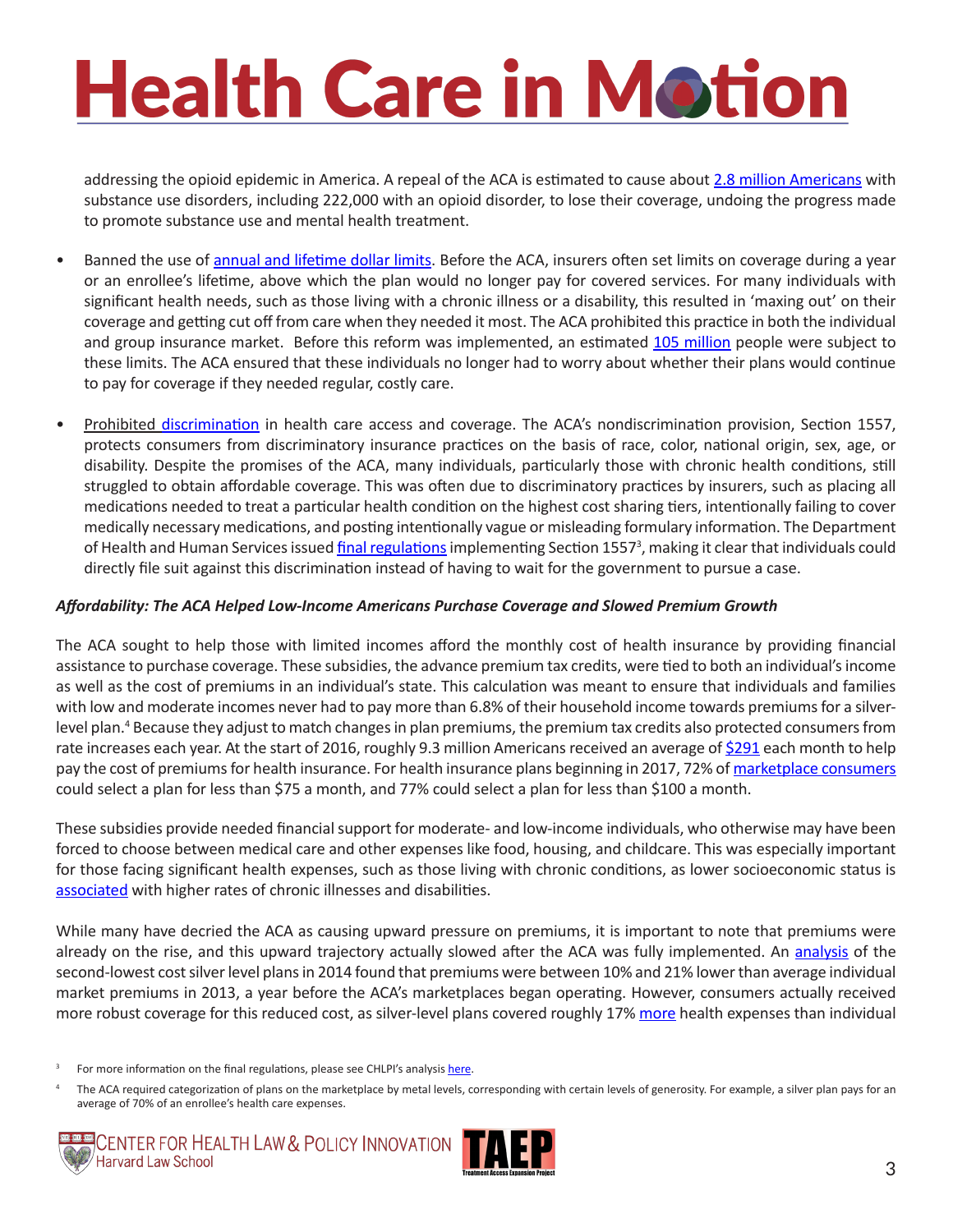addressing the opioid epidemic in America. A repeal of the ACA is estimated to cause about 2.8 million Americans with substance use disorders, including 222,000 with an opioid disorder, to lose their coverage, undoing the progress made to promote substance use and mental health treatment.

- Banned the use of annual and lifetime dollar limits. Before the ACA, insurers often set limits on coverage during a year or an enrollee's lifetime, above which the plan would no longer pay for covered services. For many individuals with significant health needs, such as those living with a chronic illness or a disability, this resulted in 'maxing out' on their coverage and getting cut off from care when they needed it most. The ACA prohibited this practice in both the individual and group insurance market. Before this reform was implemented, an estimated 105 million people were subject to these limits. The ACA ensured that these individuals no longer had to worry about whether their plans would continue to pay for coverage if they needed regular, costly care.

- Prohibited discrimination in health care access and coverage. The ACA's nondiscrimination provision, Section 1557, protects consumers from discriminatory insurance practices on the basis of race, color, national origin, sex, age, or disability. Despite the promises of the ACA, many individuals, particularly those with chronic health conditions, still struggled to obtain affordable coverage. This was often due to discriminatory practices by insurers, such as placing all medications needed to treat a particular health condition on the highest cost sharing tiers, intentionally failing to cover medically necessary medications, and posting intentionally vague or misleading formulary information. The Department of Health and Human Services issued final regulations implementing Section 1557[3], making it clear that individuals could directly file suit against this discrimination instead of having to wait for the government to pursue a case.

***Affordability: The ACA Helped Low-Income Americans Purchase Coverage and Slowed Premium Growth***

The ACA sought to help those with limited incomes afford the monthly cost of health insurance by providing financial assistance to purchase coverage. These subsidies, the advance premium tax credits, were tied to both an individual's income as well as the cost of premiums in an individual's state. This calculation was meant to ensure that individuals and families with low and moderate incomes never had to pay more than 6.8% of their household income towards premiums for a silver-level plan.[4] Because they adjust to match changes in plan premiums, the premium tax credits also protected consumers from rate increases each year. At the start of 2016, roughly 9.3 million Americans received an average of $291 each month to help pay the cost of premiums for health insurance. For health insurance plans beginning in 2017, 72% of marketplace consumers could select a plan for less than $75 a month, and 77% could select a plan for less than $100 a month.

These subsidies provide needed financial support for moderate- and low-income individuals, who otherwise may have been forced to choose between medical care and other expenses like food, housing, and childcare. This was especially important for those facing significant health expenses, such as those living with chronic conditions, as lower socioeconomic status is associated with higher rates of chronic illnesses and disabilities.

While many have decried the ACA as causing upward pressure on premiums, it is important to note that premiums were already on the rise, and this upward trajectory actually slowed after the ACA was fully implemented. An analysis of the second-lowest cost silver level plans in 2014 found that premiums were between 10% and 21% lower than average individual market premiums in 2013, a year before the ACA's marketplaces began operating. However, consumers actually received more robust coverage for this reduced cost, as silver-level plans covered roughly 17% more health expenses than individual

[3] For more information on the final regulations, please see CHLPI's analysis here.

[4] The ACA required categorization of plans on the marketplace by metal levels, corresponding with certain levels of generosity. For example, a silver plan pays for an average of 70% of an enrollee's health care expenses.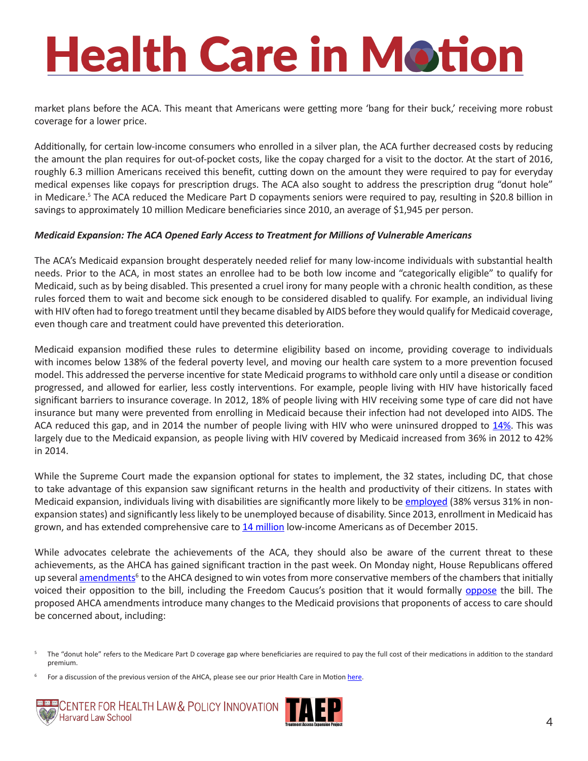market plans before the ACA. This meant that Americans were getting more 'bang for their buck,' receiving more robust coverage for a lower price.

Additionally, for certain low-income consumers who enrolled in a silver plan, the ACA further decreased costs by reducing the amount the plan requires for out-of-pocket costs, like the copay charged for a visit to the doctor. At the start of 2016, roughly 6.3 million Americans received this benefit, cutting down on the amount they were required to pay for everyday medical expenses like copays for prescription drugs. The ACA also sought to address the prescription drug "donut hole" in Medicare.[5] The ACA reduced the Medicare Part D copayments seniors were required to pay, resulting in $20.8 billion in savings to approximately 10 million Medicare beneficiaries since 2010, an average of $1,945 per person.

***Medicaid Expansion: The ACA Opened Early Access to Treatment for Millions of Vulnerable Americans***

The ACA's Medicaid expansion brought desperately needed relief for many low-income individuals with substantial health needs. Prior to the ACA, in most states an enrollee had to be both low income and "categorically eligible" to qualify for Medicaid, such as by being disabled. This presented a cruel irony for many people with a chronic health condition, as these rules forced them to wait and become sick enough to be considered disabled to qualify. For example, an individual living with HIV often had to forego treatment until they became disabled by AIDS before they would qualify for Medicaid coverage, even though care and treatment could have prevented this deterioration.

Medicaid expansion modified these rules to determine eligibility based on income, providing coverage to individuals with incomes below 138% of the federal poverty level, and moving our health care system to a more prevention focused model. This addressed the perverse incentive for state Medicaid programs to withhold care only until a disease or condition progressed, and allowed for earlier, less costly interventions. For example, people living with HIV have historically faced significant barriers to insurance coverage. In 2012, 18% of people living with HIV receiving some type of care did not have insurance but many were prevented from enrolling in Medicaid because their infection had not developed into AIDS. The ACA reduced this gap, and in 2014 the number of people living with HIV who were uninsured dropped to 14%. This was largely due to the Medicaid expansion, as people living with HIV covered by Medicaid increased from 36% in 2012 to 42% in 2014.

While the Supreme Court made the expansion optional for states to implement, the 32 states, including DC, that chose to take advantage of this expansion saw significant returns in the health and productivity of their citizens. In states with Medicaid expansion, individuals living with disabilities are significantly more likely to be employed (38% versus 31% in non-expansion states) and significantly less likely to be unemployed because of disability. Since 2013, enrollment in Medicaid has grown, and has extended comprehensive care to 14 million low-income Americans as of December 2015.

While advocates celebrate the achievements of the ACA, they should also be aware of the current threat to these achievements, as the AHCA has gained significant traction in the past week. On Monday night, House Republicans offered up several amendments[6] to the AHCA designed to win votes from more conservative members of the chambers that initially voiced their opposition to the bill, including the Freedom Caucus's position that it would formally oppose the bill. The proposed AHCA amendments introduce many changes to the Medicaid provisions that proponents of access to care should be concerned about, including:

[5] The "donut hole" refers to the Medicare Part D coverage gap where beneficiaries are required to pay the full cost of their medications in addition to the standard premium.

[6] For a discussion of the previous version of the AHCA, please see our prior Health Care in Motion here.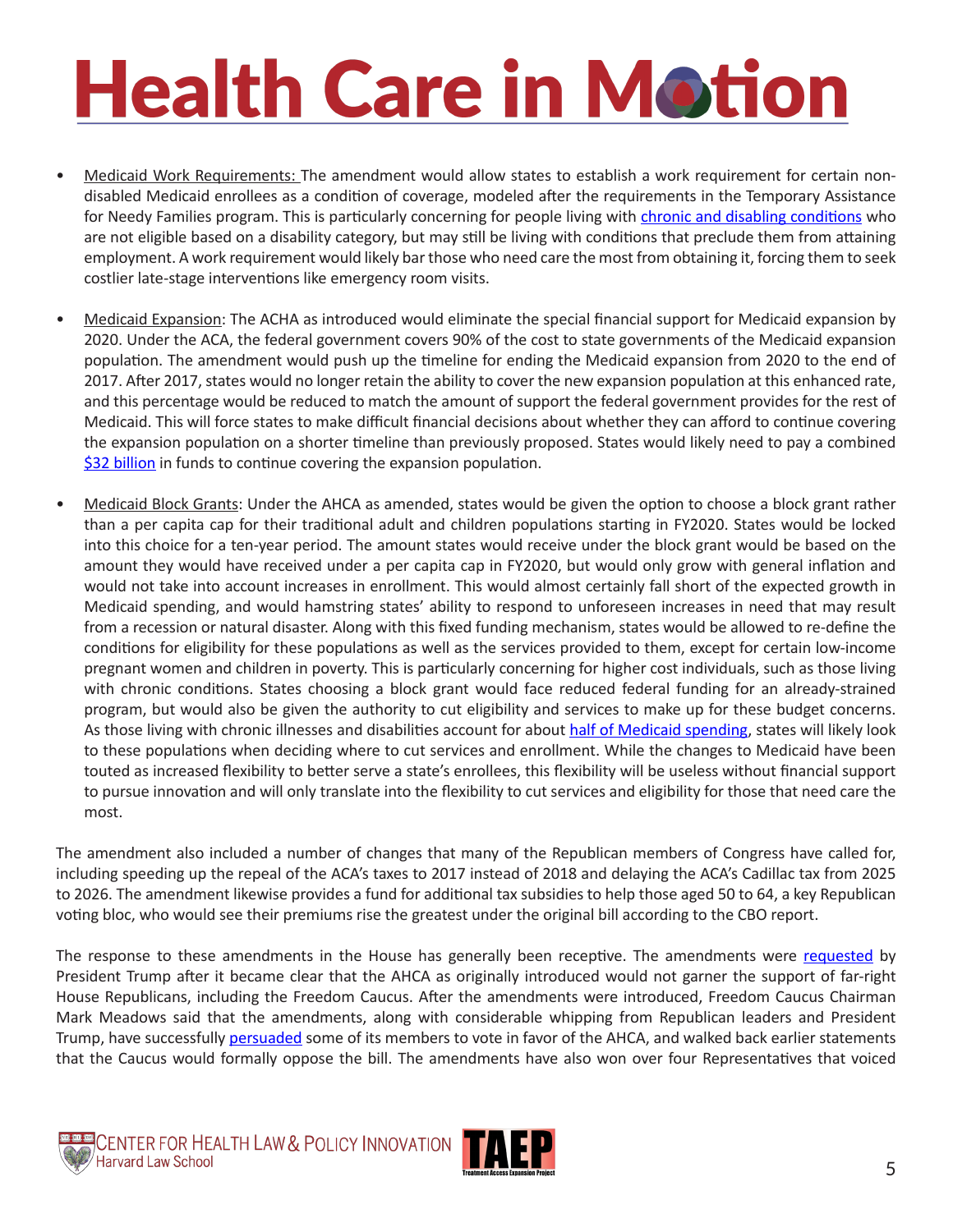- Medicaid Work Requirements: The amendment would allow states to establish a work requirement for certain non-disabled Medicaid enrollees as a condition of coverage, modeled after the requirements in the Temporary Assistance for Needy Families program. This is particularly concerning for people living with chronic and disabling conditions who are not eligible based on a disability category, but may still be living with conditions that preclude them from attaining employment. A work requirement would likely bar those who need care the most from obtaining it, forcing them to seek costlier late-stage interventions like emergency room visits.

- Medicaid Expansion: The ACHA as introduced would eliminate the special financial support for Medicaid expansion by 2020. Under the ACA, the federal government covers 90% of the cost to state governments of the Medicaid expansion population. The amendment would push up the timeline for ending the Medicaid expansion from 2020 to the end of 2017. After 2017, states would no longer retain the ability to cover the new expansion population at this enhanced rate, and this percentage would be reduced to match the amount of support the federal government provides for the rest of Medicaid. This will force states to make difficult financial decisions about whether they can afford to continue covering the expansion population on a shorter timeline than previously proposed. States would likely need to pay a combined $32 billion in funds to continue covering the expansion population.

- Medicaid Block Grants: Under the AHCA as amended, states would be given the option to choose a block grant rather than a per capita cap for their traditional adult and children populations starting in FY2020. States would be locked into this choice for a ten-year period. The amount states would receive under the block grant would be based on the amount they would have received under a per capita cap in FY2020, but would only grow with general inflation and would not take into account increases in enrollment. This would almost certainly fall short of the expected growth in Medicaid spending, and would hamstring states' ability to respond to unforeseen increases in need that may result from a recession or natural disaster. Along with this fixed funding mechanism, states would be allowed to re-define the conditions for eligibility for these populations as well as the services provided to them, except for certain low-income pregnant women and children in poverty. This is particularly concerning for higher cost individuals, such as those living with chronic conditions. States choosing a block grant would face reduced federal funding for an already-strained program, but would also be given the authority to cut eligibility and services to make up for these budget concerns. As those living with chronic illnesses and disabilities account for about half of Medicaid spending, states will likely look to these populations when deciding where to cut services and enrollment. While the changes to Medicaid have been touted as increased flexibility to better serve a state's enrollees, this flexibility will be useless without financial support to pursue innovation and will only translate into the flexibility to cut services and eligibility for those that need care the most.

The amendment also included a number of changes that many of the Republican members of Congress have called for, including speeding up the repeal of the ACA's taxes to 2017 instead of 2018 and delaying the ACA's Cadillac tax from 2025 to 2026. The amendment likewise provides a fund for additional tax subsidies to help those aged 50 to 64, a key Republican voting bloc, who would see their premiums rise the greatest under the original bill according to the CBO report.

The response to these amendments in the House has generally been receptive. The amendments were requested by President Trump after it became clear that the AHCA as originally introduced would not garner the support of far-right House Republicans, including the Freedom Caucus. After the amendments were introduced, Freedom Caucus Chairman Mark Meadows said that the amendments, along with considerable whipping from Republican leaders and President Trump, have successfully persuaded some of its members to vote in favor of the AHCA, and walked back earlier statements that the Caucus would formally oppose the bill. The amendments have also won over four Representatives that voiced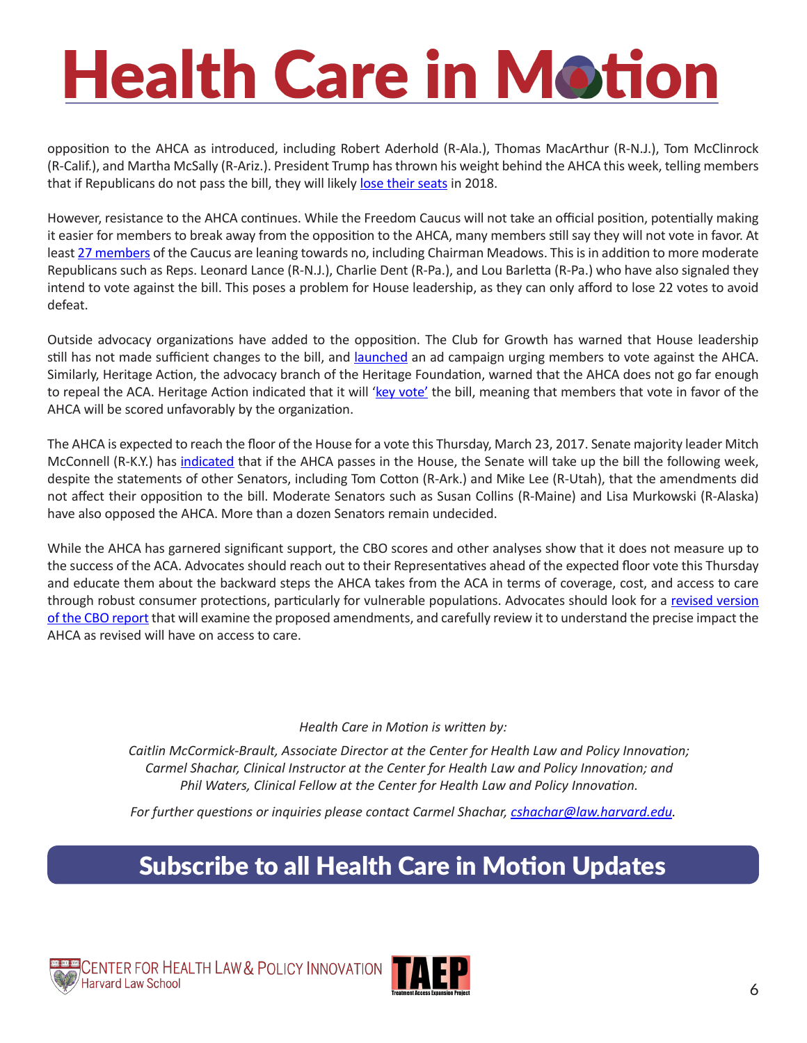opposition to the AHCA as introduced, including Robert Aderhold (R-Ala.), Thomas MacArthur (R-N.J.), Tom McClinrock (R-Calif.), and Martha McSally (R-Ariz.). President Trump has thrown his weight behind the AHCA this week, telling members that if Republicans do not pass the bill, they will likely lose their seats in 2018.

However, resistance to the AHCA continues. While the Freedom Caucus will not take an official position, potentially making it easier for members to break away from the opposition to the AHCA, many members still say they will not vote in favor. At least 27 members of the Caucus are leaning towards no, including Chairman Meadows. This is in addition to more moderate Republicans such as Reps. Leonard Lance (R-N.J.), Charlie Dent (R-Pa.), and Lou Barletta (R-Pa.) who have also signaled they intend to vote against the bill. This poses a problem for House leadership, as they can only afford to lose 22 votes to avoid defeat.

Outside advocacy organizations have added to the opposition. The Club for Growth has warned that House leadership still has not made sufficient changes to the bill, and launched an ad campaign urging members to vote against the AHCA. Similarly, Heritage Action, the advocacy branch of the Heritage Foundation, warned that the AHCA does not go far enough to repeal the ACA. Heritage Action indicated that it will 'key vote' the bill, meaning that members that vote in favor of the AHCA will be scored unfavorably by the organization.

The AHCA is expected to reach the floor of the House for a vote this Thursday, March 23, 2017. Senate majority leader Mitch McConnell (R-K.Y.) has indicated that if the AHCA passes in the House, the Senate will take up the bill the following week, despite the statements of other Senators, including Tom Cotton (R-Ark.) and Mike Lee (R-Utah), that the amendments did not affect their opposition to the bill. Moderate Senators such as Susan Collins (R-Maine) and Lisa Murkowski (R-Alaska) have also opposed the AHCA. More than a dozen Senators remain undecided.

While the AHCA has garnered significant support, the CBO scores and other analyses show that it does not measure up to the success of the ACA. Advocates should reach out to their Representatives ahead of the expected floor vote this Thursday and educate them about the backward steps the AHCA takes from the ACA in terms of coverage, cost, and access to care through robust consumer protections, particularly for vulnerable populations. Advocates should look for a revised version of the CBO report that will examine the proposed amendments, and carefully review it to understand the precise impact the AHCA as revised will have on access to care.

*Health Care in Motion is written by:*

*Caitlin McCormick-Brault, Associate Director at the Center for Health Law and Policy Innovation;*
*Carmel Shachar, Clinical Instructor at the Center for Health Law and Policy Innovation; and*
*Phil Waters, Clinical Fellow at the Center for Health Law and Policy Innovation.*

*For further questions or inquiries please contact Carmel Shachar, cshachar@law.harvard.edu.*

**Subscribe to all Health Care in Motion Updates**

Center for Health Law & Policy Innovation
Harvard Law School

TAEP
Treatment Access Expansion Project